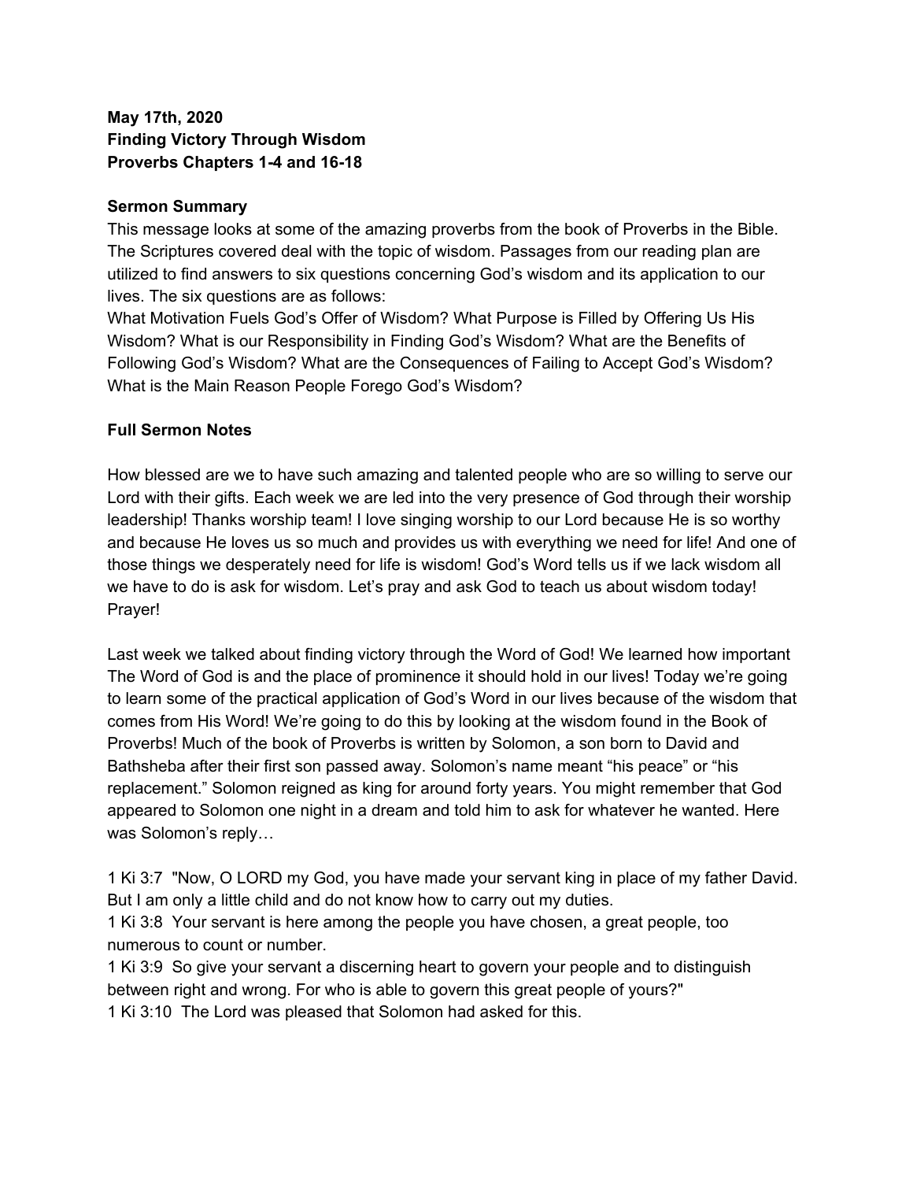**May 17th, 2020**
**Finding Victory Through Wisdom**
**Proverbs Chapters 1-4 and 16-18**

**Sermon Summary**

This message looks at some of the amazing proverbs from the book of Proverbs in the Bible. The Scriptures covered deal with the topic of wisdom. Passages from our reading plan are utilized to find answers to six questions concerning God's wisdom and its application to our lives. The six questions are as follows:
What Motivation Fuels God's Offer of Wisdom? What Purpose is Filled by Offering Us His Wisdom? What is our Responsibility in Finding God's Wisdom? What are the Benefits of Following God's Wisdom? What are the Consequences of Failing to Accept God's Wisdom? What is the Main Reason People Forego God's Wisdom?

**Full Sermon Notes**

How blessed are we to have such amazing and talented people who are so willing to serve our Lord with their gifts. Each week we are led into the very presence of God through their worship leadership! Thanks worship team! I love singing worship to our Lord because He is so worthy and because He loves us so much and provides us with everything we need for life! And one of those things we desperately need for life is wisdom! God's Word tells us if we lack wisdom all we have to do is ask for wisdom. Let's pray and ask God to teach us about wisdom today! Prayer!

Last week we talked about finding victory through the Word of God! We learned how important The Word of God is and the place of prominence it should hold in our lives! Today we're going to learn some of the practical application of God's Word in our lives because of the wisdom that comes from His Word! We're going to do this by looking at the wisdom found in the Book of Proverbs! Much of the book of Proverbs is written by Solomon, a son born to David and Bathsheba after their first son passed away. Solomon's name meant "his peace" or "his replacement." Solomon reigned as king for around forty years. You might remember that God appeared to Solomon one night in a dream and told him to ask for whatever he wanted. Here was Solomon's reply…

1 Ki 3:7 "Now, O LORD my God, you have made your servant king in place of my father David. But I am only a little child and do not know how to carry out my duties.
1 Ki 3:8 Your servant is here among the people you have chosen, a great people, too numerous to count or number.
1 Ki 3:9 So give your servant a discerning heart to govern your people and to distinguish between right and wrong. For who is able to govern this great people of yours?"
1 Ki 3:10 The Lord was pleased that Solomon had asked for this.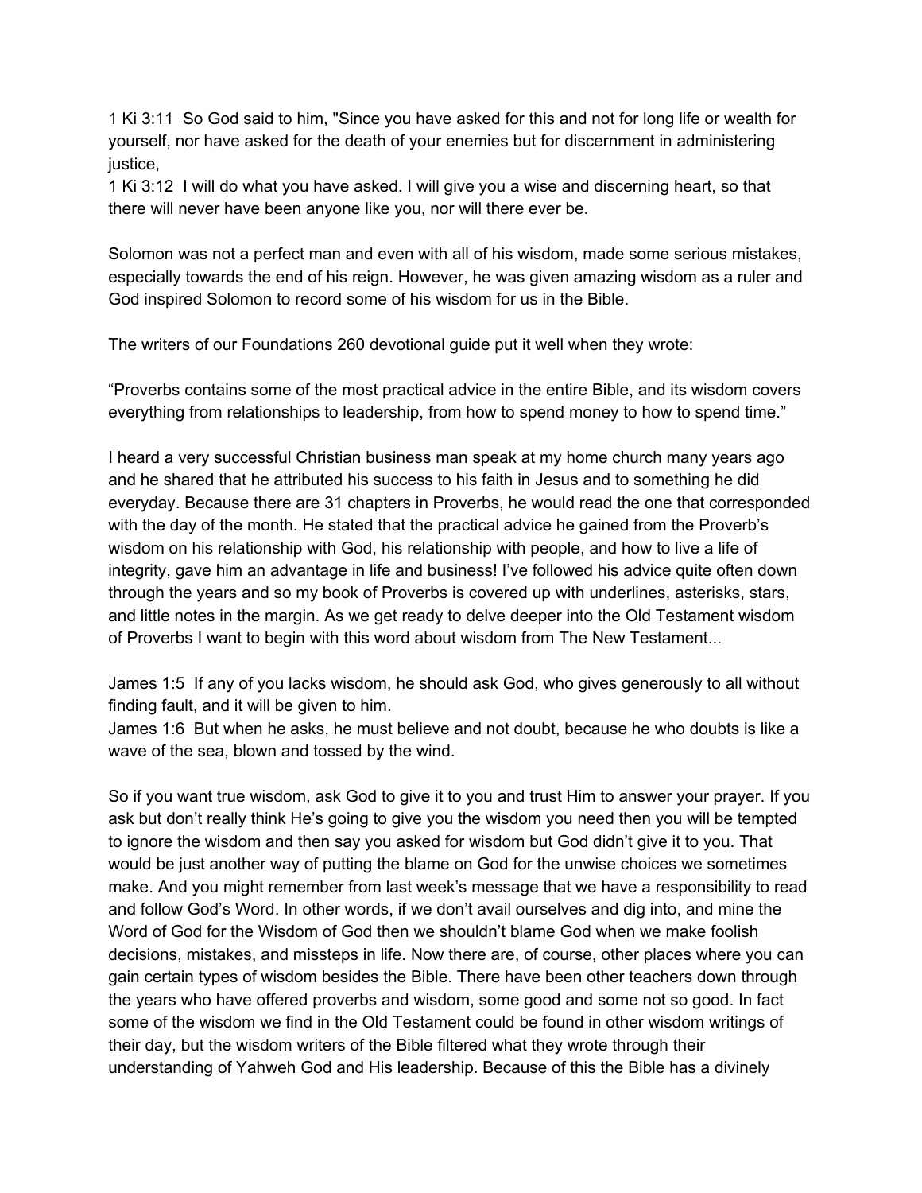1 Ki 3:11 So God said to him, "Since you have asked for this and not for long life or wealth for yourself, nor have asked for the death of your enemies but for discernment in administering justice,

1 Ki 3:12 I will do what you have asked. I will give you a wise and discerning heart, so that there will never have been anyone like you, nor will there ever be.

Solomon was not a perfect man and even with all of his wisdom, made some serious mistakes, especially towards the end of his reign. However, he was given amazing wisdom as a ruler and God inspired Solomon to record some of his wisdom for us in the Bible.

The writers of our Foundations 260 devotional guide put it well when they wrote:

"Proverbs contains some of the most practical advice in the entire Bible, and its wisdom covers everything from relationships to leadership, from how to spend money to how to spend time."

I heard a very successful Christian business man speak at my home church many years ago and he shared that he attributed his success to his faith in Jesus and to something he did everyday. Because there are 31 chapters in Proverbs, he would read the one that corresponded with the day of the month. He stated that the practical advice he gained from the Proverb's wisdom on his relationship with God, his relationship with people, and how to live a life of integrity, gave him an advantage in life and business! I've followed his advice quite often down through the years and so my book of Proverbs is covered up with underlines, asterisks, stars, and little notes in the margin. As we get ready to delve deeper into the Old Testament wisdom of Proverbs I want to begin with this word about wisdom from The New Testament...

James 1:5 If any of you lacks wisdom, he should ask God, who gives generously to all without finding fault, and it will be given to him.

James 1:6 But when he asks, he must believe and not doubt, because he who doubts is like a wave of the sea, blown and tossed by the wind.

So if you want true wisdom, ask God to give it to you and trust Him to answer your prayer. If you ask but don't really think He's going to give you the wisdom you need then you will be tempted to ignore the wisdom and then say you asked for wisdom but God didn't give it to you. That would be just another way of putting the blame on God for the unwise choices we sometimes make. And you might remember from last week's message that we have a responsibility to read and follow God's Word. In other words, if we don't avail ourselves and dig into, and mine the Word of God for the Wisdom of God then we shouldn't blame God when we make foolish decisions, mistakes, and missteps in life. Now there are, of course, other places where you can gain certain types of wisdom besides the Bible. There have been other teachers down through the years who have offered proverbs and wisdom, some good and some not so good. In fact some of the wisdom we find in the Old Testament could be found in other wisdom writings of their day, but the wisdom writers of the Bible filtered what they wrote through their understanding of Yahweh God and His leadership. Because of this the Bible has a divinely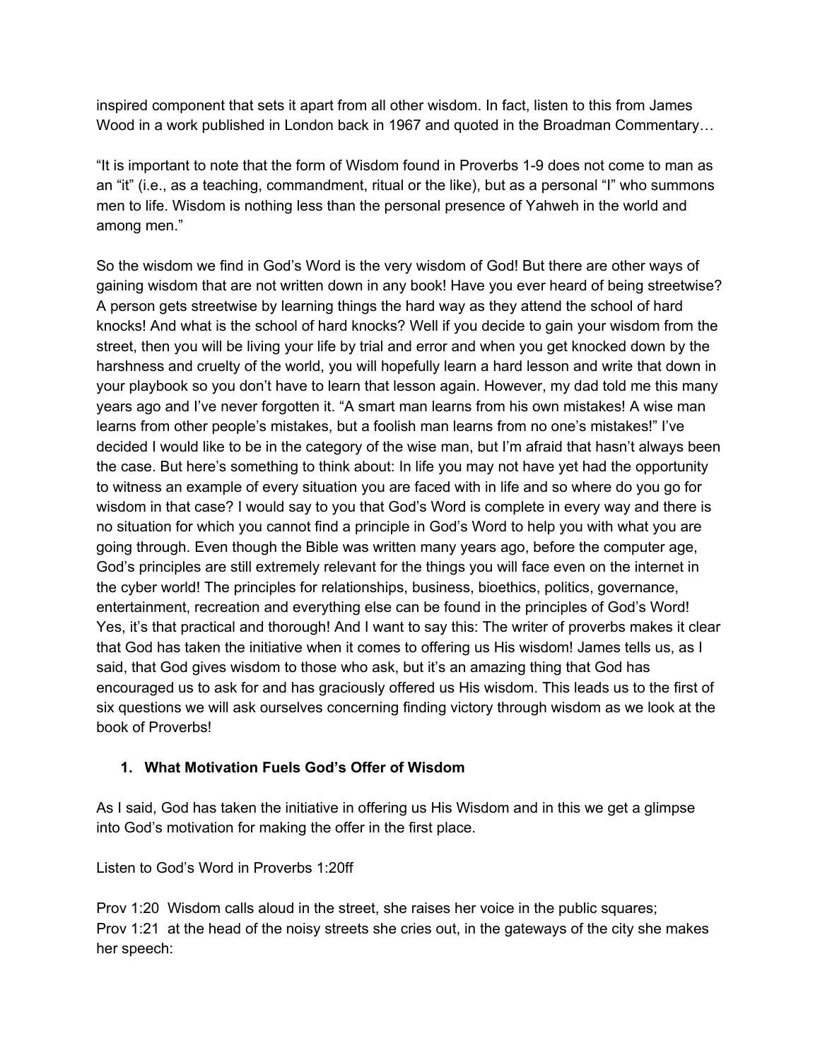inspired component that sets it apart from all other wisdom. In fact, listen to this from James Wood in a work published in London back in 1967 and quoted in the Broadman Commentary…

"It is important to note that the form of Wisdom found in Proverbs 1-9 does not come to man as an "it" (i.e., as a teaching, commandment, ritual or the like), but as a personal "I" who summons men to life. Wisdom is nothing less than the personal presence of Yahweh in the world and among men."

So the wisdom we find in God's Word is the very wisdom of God! But there are other ways of gaining wisdom that are not written down in any book! Have you ever heard of being streetwise? A person gets streetwise by learning things the hard way as they attend the school of hard knocks! And what is the school of hard knocks? Well if you decide to gain your wisdom from the street, then you will be living your life by trial and error and when you get knocked down by the harshness and cruelty of the world, you will hopefully learn a hard lesson and write that down in your playbook so you don't have to learn that lesson again. However, my dad told me this many years ago and I've never forgotten it. "A smart man learns from his own mistakes! A wise man learns from other people's mistakes, but a foolish man learns from no one's mistakes!" I've decided I would like to be in the category of the wise man, but I'm afraid that hasn't always been the case. But here's something to think about: In life you may not have yet had the opportunity to witness an example of every situation you are faced with in life and so where do you go for wisdom in that case? I would say to you that God's Word is complete in every way and there is no situation for which you cannot find a principle in God's Word to help you with what you are going through. Even though the Bible was written many years ago, before the computer age, God's principles are still extremely relevant for the things you will face even on the internet in the cyber world! The principles for relationships, business, bioethics, politics, governance, entertainment, recreation and everything else can be found in the principles of God's Word! Yes, it's that practical and thorough! And I want to say this: The writer of proverbs makes it clear that God has taken the initiative when it comes to offering us His wisdom! James tells us, as I said, that God gives wisdom to those who ask, but it's an amazing thing that God has encouraged us to ask for and has graciously offered us His wisdom. This leads us to the first of six questions we will ask ourselves concerning finding victory through wisdom as we look at the book of Proverbs!

1. **What Motivation Fuels God's Offer of Wisdom**

As I said, God has taken the initiative in offering us His Wisdom and in this we get a glimpse into God's motivation for making the offer in the first place.

Listen to God's Word in Proverbs 1:20ff

Prov 1:20 Wisdom calls aloud in the street, she raises her voice in the public squares;
Prov 1:21 at the head of the noisy streets she cries out, in the gateways of the city she makes her speech: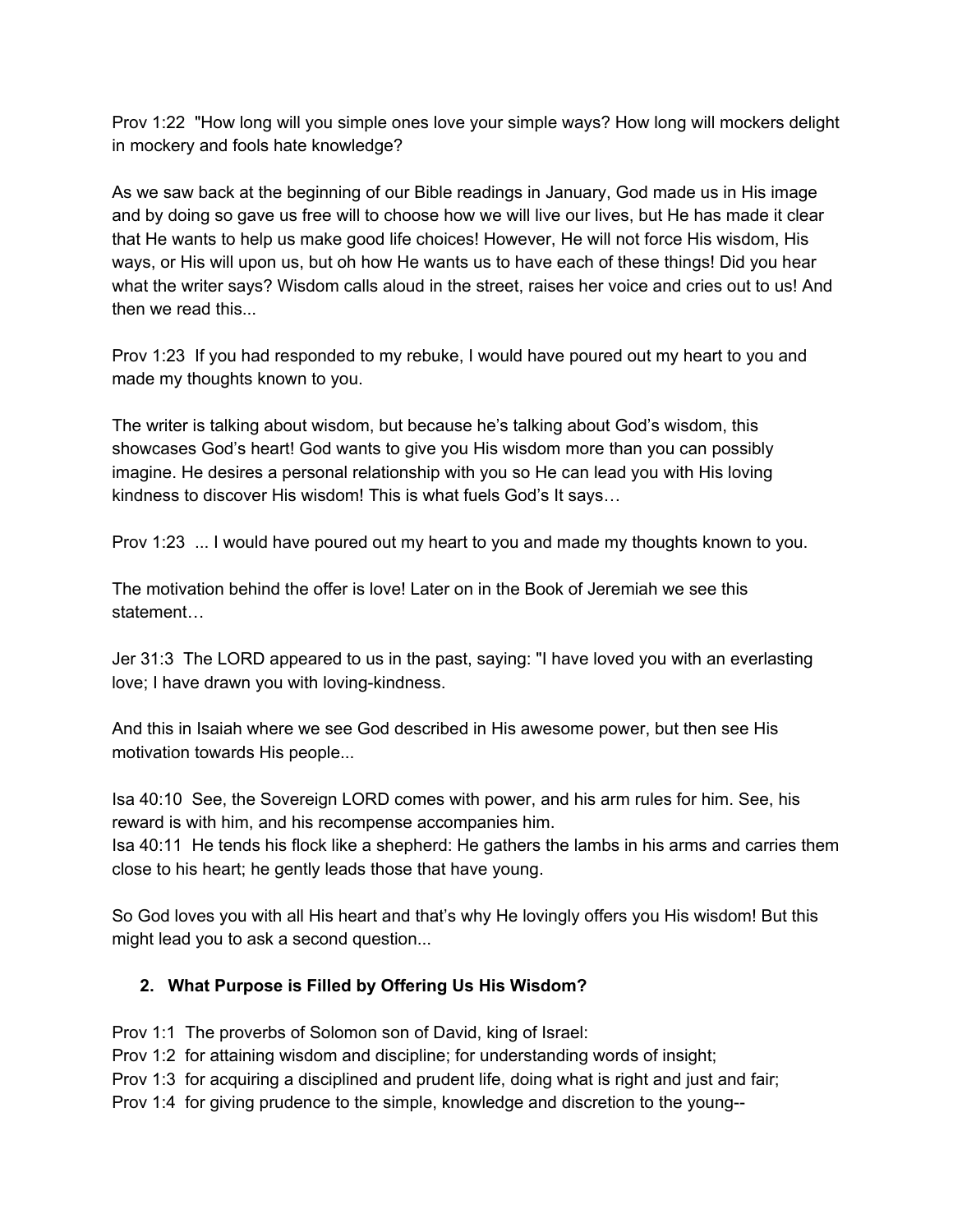Prov 1:22  "How long will you simple ones love your simple ways? How long will mockers delight in mockery and fools hate knowledge?

As we saw back at the beginning of our Bible readings in January, God made us in His image and by doing so gave us free will to choose how we will live our lives, but He has made it clear that He wants to help us make good life choices! However, He will not force His wisdom, His ways, or His will upon us, but oh how He wants us to have each of these things! Did you hear what the writer says? Wisdom calls aloud in the street, raises her voice and cries out to us! And then we read this...

Prov 1:23  If you had responded to my rebuke, I would have poured out my heart to you and made my thoughts known to you.

The writer is talking about wisdom, but because he's talking about God's wisdom, this showcases God's heart! God wants to give you His wisdom more than you can possibly imagine. He desires a personal relationship with you so He can lead you with His loving kindness to discover His wisdom! This is what fuels God's It says…

Prov 1:23  ... I would have poured out my heart to you and made my thoughts known to you.

The motivation behind the offer is love! Later on in the Book of Jeremiah we see this statement…

Jer 31:3  The LORD appeared to us in the past, saying: "I have loved you with an everlasting love; I have drawn you with loving-kindness.

And this in Isaiah where we see God described in His awesome power, but then see His motivation towards His people...

Isa 40:10  See, the Sovereign LORD comes with power, and his arm rules for him. See, his reward is with him, and his recompense accompanies him.
Isa 40:11  He tends his flock like a shepherd: He gathers the lambs in his arms and carries them close to his heart; he gently leads those that have young.

So God loves you with all His heart and that's why He lovingly offers you His wisdom! But this might lead you to ask a second question...

2. **What Purpose is Filled by Offering Us His Wisdom?**

Prov 1:1  The proverbs of Solomon son of David, king of Israel:
Prov 1:2  for attaining wisdom and discipline; for understanding words of insight;
Prov 1:3  for acquiring a disciplined and prudent life, doing what is right and just and fair;
Prov 1:4  for giving prudence to the simple, knowledge and discretion to the young--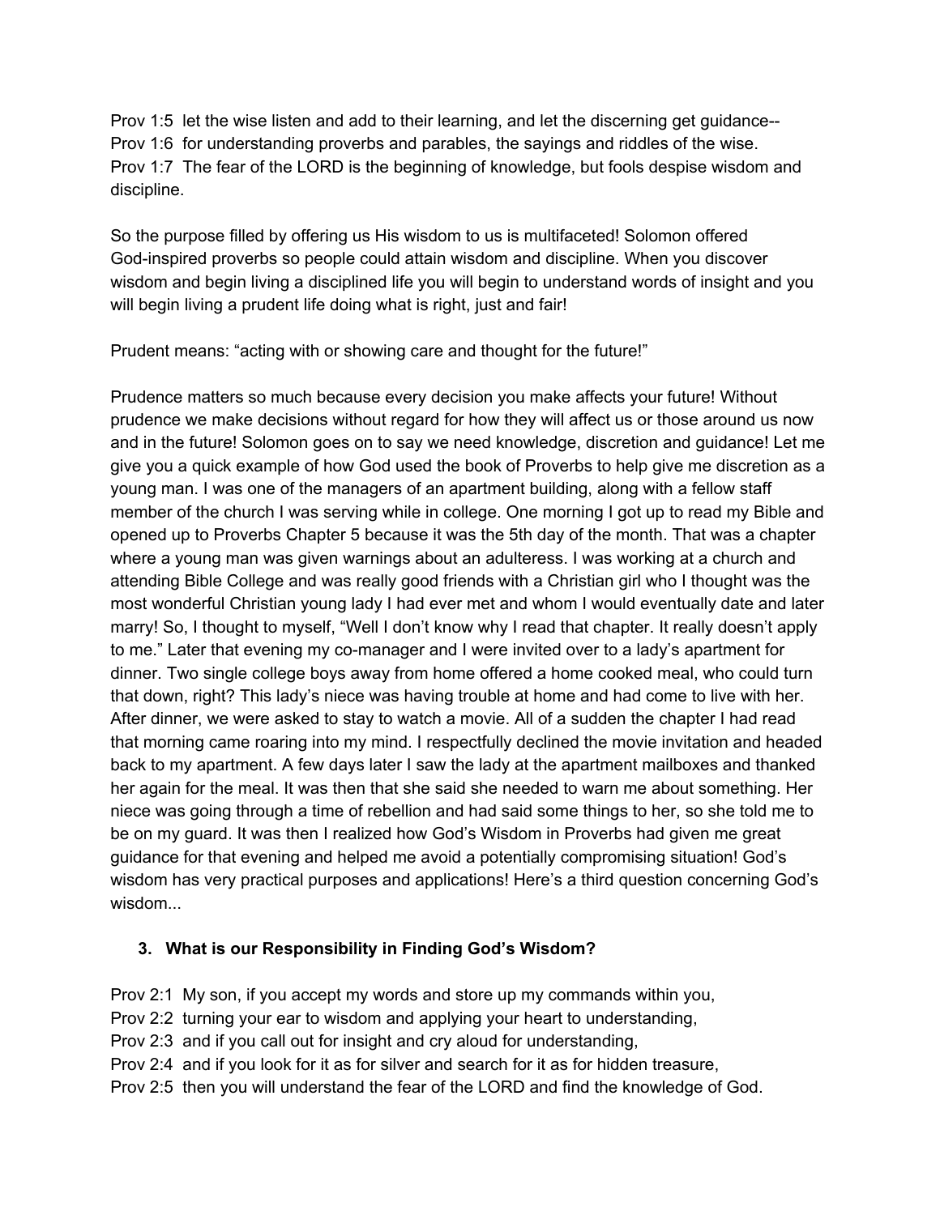Prov 1:5  let the wise listen and add to their learning, and let the discerning get guidance--  
Prov 1:6  for understanding proverbs and parables, the sayings and riddles of the wise.  
Prov 1:7  The fear of the LORD is the beginning of knowledge, but fools despise wisdom and discipline.

So the purpose filled by offering us His wisdom to us is multifaceted! Solomon offered God-inspired proverbs so people could attain wisdom and discipline. When you discover wisdom and begin living a disciplined life you will begin to understand words of insight and you will begin living a prudent life doing what is right, just and fair!

Prudent means: "acting with or showing care and thought for the future!"

Prudence matters so much because every decision you make affects your future! Without prudence we make decisions without regard for how they will affect us or those around us now and in the future! Solomon goes on to say we need knowledge, discretion and guidance! Let me give you a quick example of how God used the book of Proverbs to help give me discretion as a young man. I was one of the managers of an apartment building, along with a fellow staff member of the church I was serving while in college. One morning I got up to read my Bible and opened up to Proverbs Chapter 5 because it was the 5th day of the month. That was a chapter where a young man was given warnings about an adulteress. I was working at a church and attending Bible College and was really good friends with a Christian girl who I thought was the most wonderful Christian young lady I had ever met and whom I would eventually date and later marry! So, I thought to myself, "Well I don't know why I read that chapter. It really doesn't apply to me." Later that evening my co-manager and I were invited over to a lady's apartment for dinner. Two single college boys away from home offered a home cooked meal, who could turn that down, right? This lady's niece was having trouble at home and had come to live with her. After dinner, we were asked to stay to watch a movie. All of a sudden the chapter I had read that morning came roaring into my mind. I respectfully declined the movie invitation and headed back to my apartment. A few days later I saw the lady at the apartment mailboxes and thanked her again for the meal. It was then that she said she needed to warn me about something. Her niece was going through a time of rebellion and had said some things to her, so she told me to be on my guard. It was then I realized how God's Wisdom in Proverbs had given me great guidance for that evening and helped me avoid a potentially compromising situation! God's wisdom has very practical purposes and applications! Here's a third question concerning God's wisdom...

3. **What is our Responsibility in Finding God's Wisdom?**

Prov 2:1  My son, if you accept my words and store up my commands within you,  
Prov 2:2  turning your ear to wisdom and applying your heart to understanding,  
Prov 2:3  and if you call out for insight and cry aloud for understanding,  
Prov 2:4  and if you look for it as for silver and search for it as for hidden treasure,  
Prov 2:5  then you will understand the fear of the LORD and find the knowledge of God.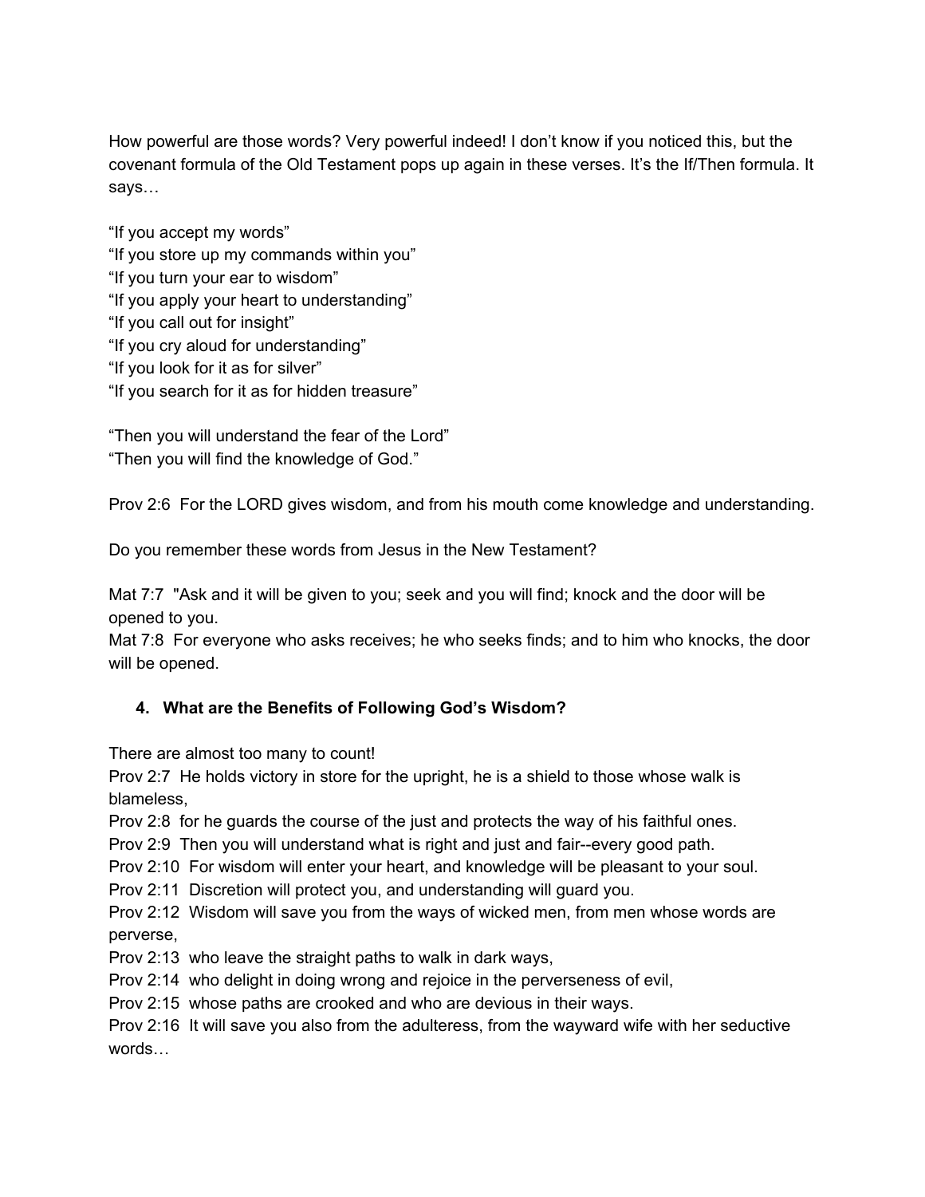How powerful are those words? Very powerful indeed! I don't know if you noticed this, but the covenant formula of the Old Testament pops up again in these verses. It's the If/Then formula. It says…

"If you accept my words"
"If you store up my commands within you"
"If you turn your ear to wisdom"
"If you apply your heart to understanding"
"If you call out for insight"
"If you cry aloud for understanding"
"If you look for it as for silver"
"If you search for it as for hidden treasure"

"Then you will understand the fear of the Lord"
"Then you will find the knowledge of God."

Prov 2:6 For the LORD gives wisdom, and from his mouth come knowledge and understanding.

Do you remember these words from Jesus in the New Testament?

Mat 7:7 "Ask and it will be given to you; seek and you will find; knock and the door will be opened to you.
Mat 7:8 For everyone who asks receives; he who seeks finds; and to him who knocks, the door will be opened.

4. **What are the Benefits of Following God's Wisdom?**

There are almost too many to count!
Prov 2:7 He holds victory in store for the upright, he is a shield to those whose walk is blameless,
Prov 2:8 for he guards the course of the just and protects the way of his faithful ones.
Prov 2:9 Then you will understand what is right and just and fair--every good path.
Prov 2:10 For wisdom will enter your heart, and knowledge will be pleasant to your soul.
Prov 2:11 Discretion will protect you, and understanding will guard you.
Prov 2:12 Wisdom will save you from the ways of wicked men, from men whose words are perverse,
Prov 2:13 who leave the straight paths to walk in dark ways,
Prov 2:14 who delight in doing wrong and rejoice in the perverseness of evil,
Prov 2:15 whose paths are crooked and who are devious in their ways.
Prov 2:16 It will save you also from the adulteress, from the wayward wife with her seductive words…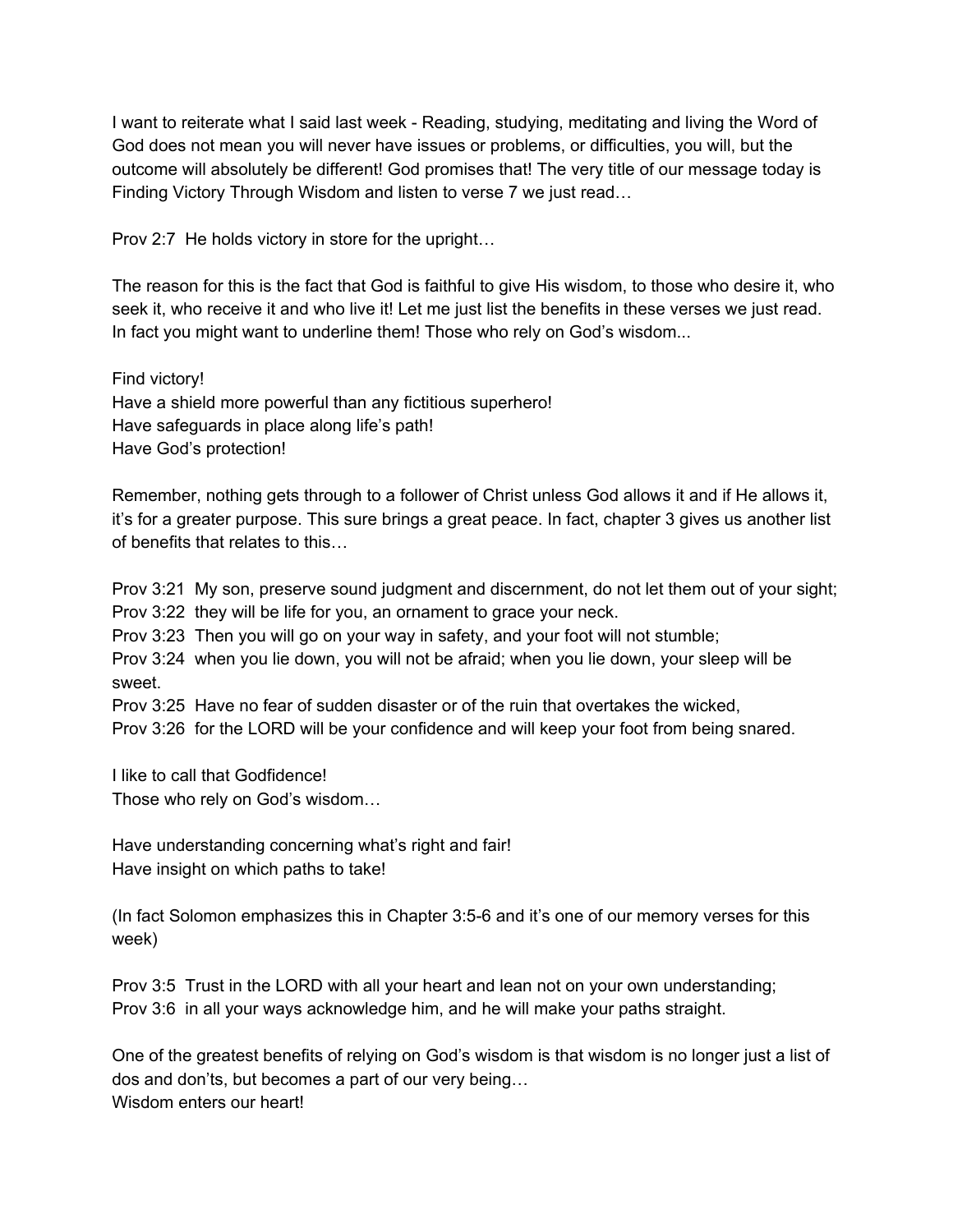I want to reiterate what I said last week - Reading, studying, meditating and living the Word of God does not mean you will never have issues or problems, or difficulties, you will, but the outcome will absolutely be different! God promises that! The very title of our message today is Finding Victory Through Wisdom and listen to verse 7 we just read…

Prov 2:7 He holds victory in store for the upright…

The reason for this is the fact that God is faithful to give His wisdom, to those who desire it, who seek it, who receive it and who live it! Let me just list the benefits in these verses we just read. In fact you might want to underline them! Those who rely on God's wisdom...

Find victory!
Have a shield more powerful than any fictitious superhero!
Have safeguards in place along life's path!
Have God's protection!

Remember, nothing gets through to a follower of Christ unless God allows it and if He allows it, it's for a greater purpose. This sure brings a great peace. In fact, chapter 3 gives us another list of benefits that relates to this…

Prov 3:21 My son, preserve sound judgment and discernment, do not let them out of your sight;
Prov 3:22 they will be life for you, an ornament to grace your neck.
Prov 3:23 Then you will go on your way in safety, and your foot will not stumble;
Prov 3:24 when you lie down, you will not be afraid; when you lie down, your sleep will be sweet.
Prov 3:25 Have no fear of sudden disaster or of the ruin that overtakes the wicked,
Prov 3:26 for the LORD will be your confidence and will keep your foot from being snared.

I like to call that Godfidence!
Those who rely on God's wisdom…

Have understanding concerning what's right and fair!
Have insight on which paths to take!

(In fact Solomon emphasizes this in Chapter 3:5-6 and it's one of our memory verses for this week)

Prov 3:5 Trust in the LORD with all your heart and lean not on your own understanding;
Prov 3:6 in all your ways acknowledge him, and he will make your paths straight.

One of the greatest benefits of relying on God's wisdom is that wisdom is no longer just a list of dos and don'ts, but becomes a part of our very being…
Wisdom enters our heart!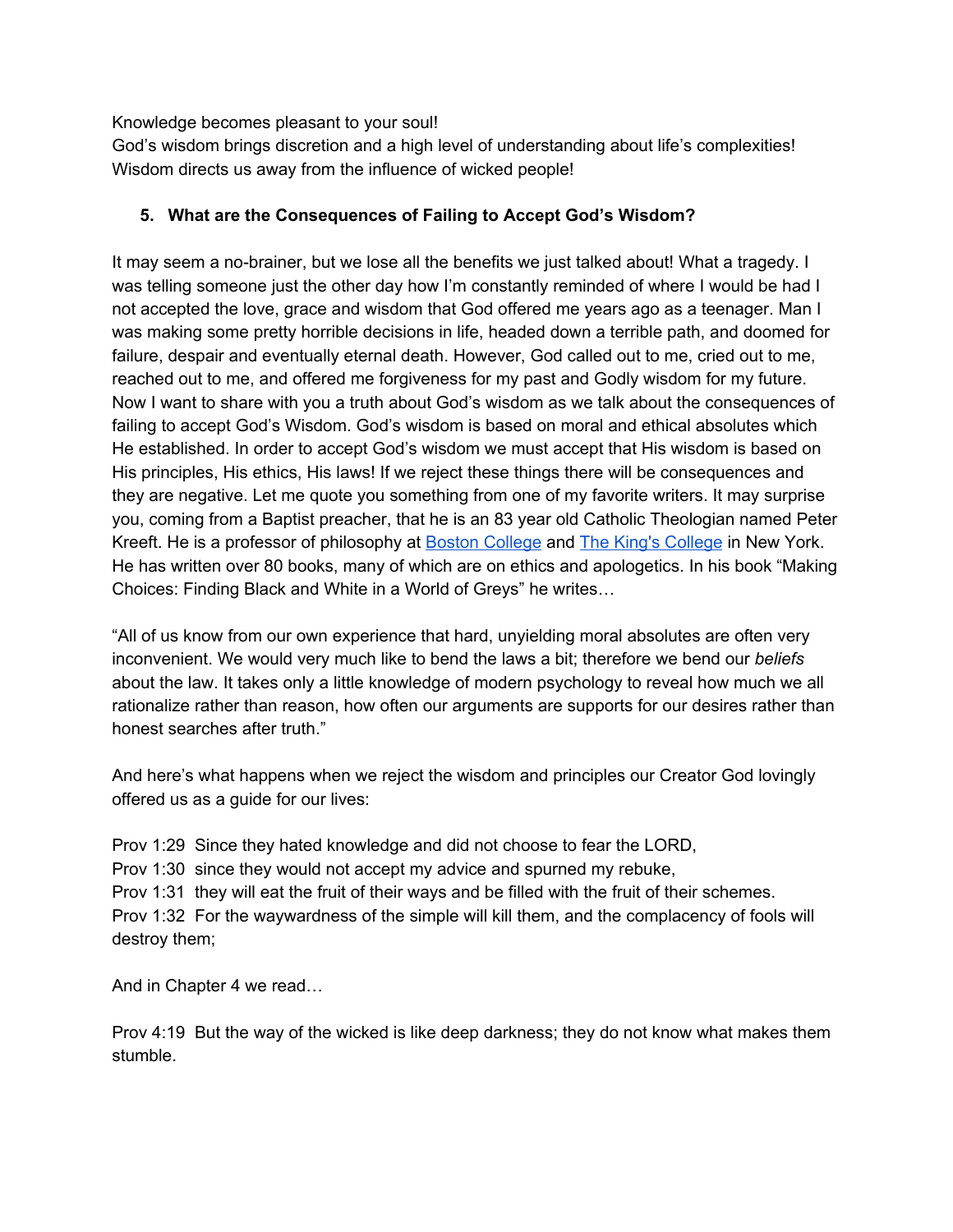Knowledge becomes pleasant to your soul!
God's wisdom brings discretion and a high level of understanding about life's complexities!
Wisdom directs us away from the influence of wicked people!

5. **What are the Consequences of Failing to Accept God's Wisdom?**

It may seem a no-brainer, but we lose all the benefits we just talked about! What a tragedy. I was telling someone just the other day how I'm constantly reminded of where I would be had I not accepted the love, grace and wisdom that God offered me years ago as a teenager. Man I was making some pretty horrible decisions in life, headed down a terrible path, and doomed for failure, despair and eventually eternal death. However, God called out to me, cried out to me, reached out to me, and offered me forgiveness for my past and Godly wisdom for my future. Now I want to share with you a truth about God's wisdom as we talk about the consequences of failing to accept God's Wisdom. God's wisdom is based on moral and ethical absolutes which He established. In order to accept God's wisdom we must accept that His wisdom is based on His principles, His ethics, His laws! If we reject these things there will be consequences and they are negative. Let me quote you something from one of my favorite writers. It may surprise you, coming from a Baptist preacher, that he is an 83 year old Catholic Theologian named Peter Kreeft. He is a professor of philosophy at Boston College and The King's College in New York. He has written over 80 books, many of which are on ethics and apologetics. In his book "Making Choices: Finding Black and White in a World of Greys" he writes…

"All of us know from our own experience that hard, unyielding moral absolutes are often very inconvenient. We would very much like to bend the laws a bit; therefore we bend our *beliefs* about the law. It takes only a little knowledge of modern psychology to reveal how much we all rationalize rather than reason, how often our arguments are supports for our desires rather than honest searches after truth."

And here's what happens when we reject the wisdom and principles our Creator God lovingly offered us as a guide for our lives:

Prov 1:29 Since they hated knowledge and did not choose to fear the LORD,
Prov 1:30 since they would not accept my advice and spurned my rebuke,
Prov 1:31 they will eat the fruit of their ways and be filled with the fruit of their schemes.
Prov 1:32 For the waywardness of the simple will kill them, and the complacency of fools will destroy them;

And in Chapter 4 we read…

Prov 4:19 But the way of the wicked is like deep darkness; they do not know what makes them stumble.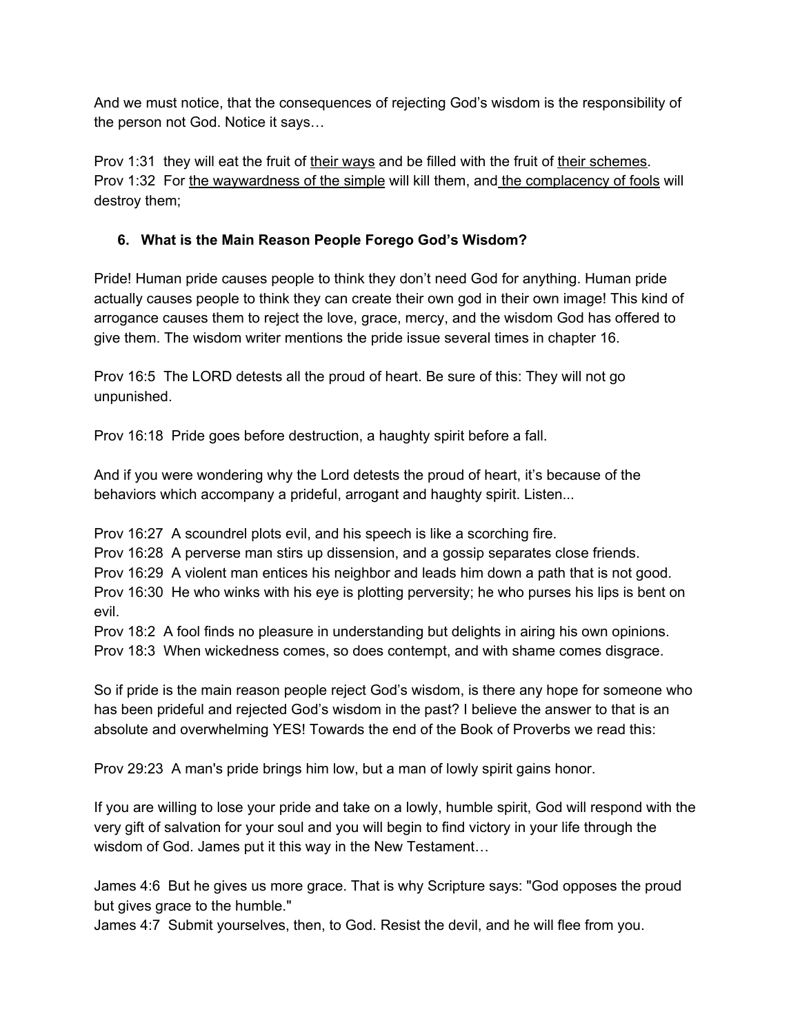And we must notice, that the consequences of rejecting God's wisdom is the responsibility of the person not God. Notice it says…

Prov 1:31  they will eat the fruit of <u>their ways</u> and be filled with the fruit of <u>their schemes</u>.
Prov 1:32  For <u>the waywardness of the simple</u> will kill them, and <u>the complacency of fools</u> will destroy them;

6. **What is the Main Reason People Forego God's Wisdom?**

Pride! Human pride causes people to think they don't need God for anything. Human pride actually causes people to think they can create their own god in their own image! This kind of arrogance causes them to reject the love, grace, mercy, and the wisdom God has offered to give them. The wisdom writer mentions the pride issue several times in chapter 16.

Prov 16:5  The LORD detests all the proud of heart. Be sure of this: They will not go unpunished.

Prov 16:18  Pride goes before destruction, a haughty spirit before a fall.

And if you were wondering why the Lord detests the proud of heart, it's because of the behaviors which accompany a prideful, arrogant and haughty spirit. Listen...

Prov 16:27  A scoundrel plots evil, and his speech is like a scorching fire.
Prov 16:28  A perverse man stirs up dissension, and a gossip separates close friends.
Prov 16:29  A violent man entices his neighbor and leads him down a path that is not good.
Prov 16:30  He who winks with his eye is plotting perversity; he who purses his lips is bent on evil.
Prov 18:2  A fool finds no pleasure in understanding but delights in airing his own opinions.
Prov 18:3  When wickedness comes, so does contempt, and with shame comes disgrace.

So if pride is the main reason people reject God's wisdom, is there any hope for someone who has been prideful and rejected God's wisdom in the past? I believe the answer to that is an absolute and overwhelming YES! Towards the end of the Book of Proverbs we read this:

Prov 29:23  A man's pride brings him low, but a man of lowly spirit gains honor.

If you are willing to lose your pride and take on a lowly, humble spirit, God will respond with the very gift of salvation for your soul and you will begin to find victory in your life through the wisdom of God. James put it this way in the New Testament…

James 4:6  But he gives us more grace. That is why Scripture says: "God opposes the proud but gives grace to the humble."
James 4:7  Submit yourselves, then, to God. Resist the devil, and he will flee from you.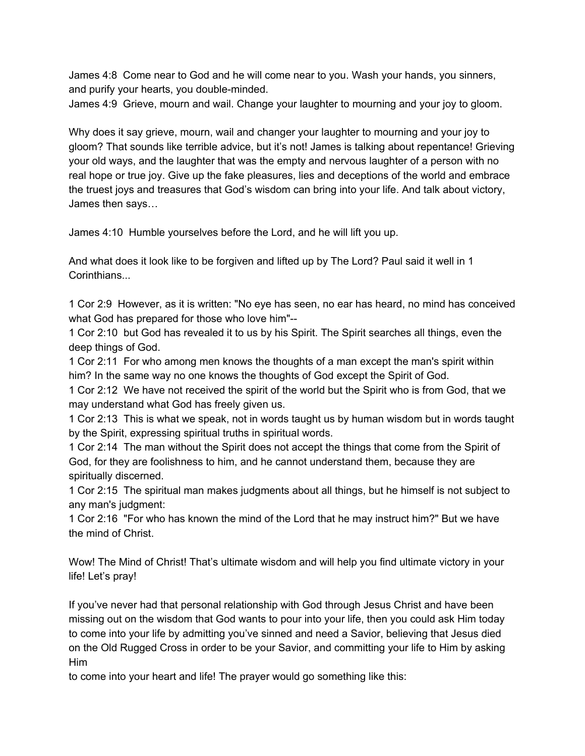James 4:8  Come near to God and he will come near to you. Wash your hands, you sinners, and purify your hearts, you double-minded.
James 4:9  Grieve, mourn and wail. Change your laughter to mourning and your joy to gloom.

Why does it say grieve, mourn, wail and changer your laughter to mourning and your joy to gloom? That sounds like terrible advice, but it's not! James is talking about repentance! Grieving your old ways, and the laughter that was the empty and nervous laughter of a person with no real hope or true joy. Give up the fake pleasures, lies and deceptions of the world and embrace the truest joys and treasures that God's wisdom can bring into your life. And talk about victory, James then says…

James 4:10  Humble yourselves before the Lord, and he will lift you up.

And what does it look like to be forgiven and lifted up by The Lord? Paul said it well in 1 Corinthians...

1 Cor 2:9  However, as it is written: "No eye has seen, no ear has heard, no mind has conceived what God has prepared for those who love him"--
1 Cor 2:10  but God has revealed it to us by his Spirit. The Spirit searches all things, even the deep things of God.
1 Cor 2:11  For who among men knows the thoughts of a man except the man's spirit within him? In the same way no one knows the thoughts of God except the Spirit of God.
1 Cor 2:12  We have not received the spirit of the world but the Spirit who is from God, that we may understand what God has freely given us.
1 Cor 2:13  This is what we speak, not in words taught us by human wisdom but in words taught by the Spirit, expressing spiritual truths in spiritual words.
1 Cor 2:14  The man without the Spirit does not accept the things that come from the Spirit of God, for they are foolishness to him, and he cannot understand them, because they are spiritually discerned.
1 Cor 2:15  The spiritual man makes judgments about all things, but he himself is not subject to any man's judgment:
1 Cor 2:16  "For who has known the mind of the Lord that he may instruct him?" But we have the mind of Christ.

Wow! The Mind of Christ! That's ultimate wisdom and will help you find ultimate victory in your life! Let's pray!

If you've never had that personal relationship with God through Jesus Christ and have been missing out on the wisdom that God wants to pour into your life, then you could ask Him today to come into your life by admitting you've sinned and need a Savior, believing that Jesus died on the Old Rugged Cross in order to be your Savior, and committing your life to Him by asking Him
to come into your heart and life! The prayer would go something like this: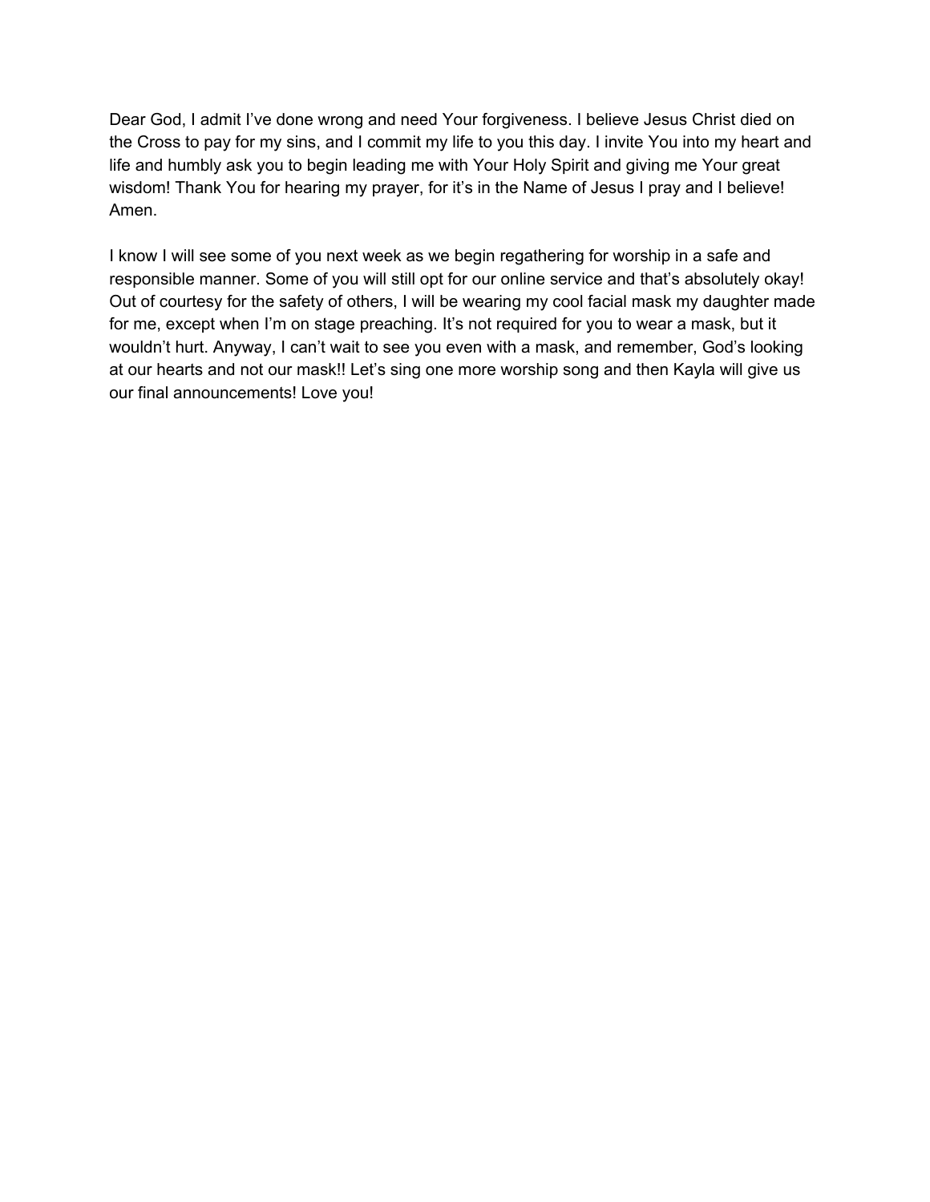Dear God, I admit I’ve done wrong and need Your forgiveness. I believe Jesus Christ died on the Cross to pay for my sins, and I commit my life to you this day. I invite You into my heart and life and humbly ask you to begin leading me with Your Holy Spirit and giving me Your great wisdom! Thank You for hearing my prayer, for it’s in the Name of Jesus I pray and I believe! Amen.

I know I will see some of you next week as we begin regathering for worship in a safe and responsible manner. Some of you will still opt for our online service and that’s absolutely okay! Out of courtesy for the safety of others, I will be wearing my cool facial mask my daughter made for me, except when I’m on stage preaching. It’s not required for you to wear a mask, but it wouldn’t hurt. Anyway, I can’t wait to see you even with a mask, and remember, God’s looking at our hearts and not our mask!! Let’s sing one more worship song and then Kayla will give us our final announcements! Love you!